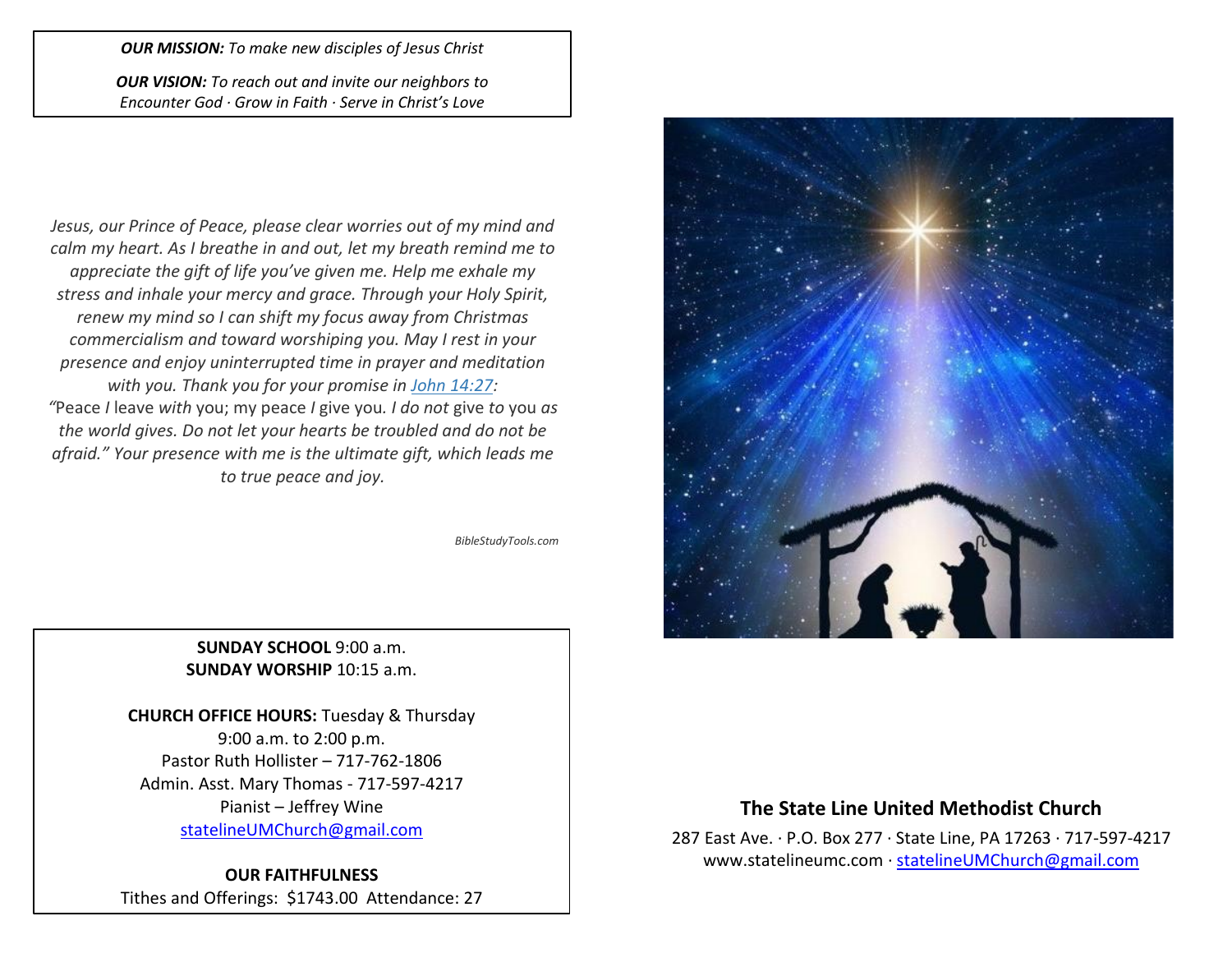***OUR MISSION:*** *To make new disciples of Jesus Christ*

***OUR VISION:*** *To reach out and invite our neighbors to Encounter God · Grow in Faith · Serve in Christ's Love*

*Jesus, our Prince of Peace, please clear worries out of my mind and calm my heart. As I breathe in and out, let my breath remind me to appreciate the gift of life you've given me. Help me exhale my stress and inhale your mercy and grace. Through your Holy Spirit, renew my mind so I can shift my focus away from Christmas commercialism and toward worshiping you. May I rest in your presence and enjoy uninterrupted time in prayer and meditation with you. Thank you for your promise in [John 14:27](John 14:27):*
*"*Peace *I* leave *with* you; my peace *I* give you*. I do not* give *to* you *as the world gives. Do not let your hearts be troubled and do not be afraid." Your presence with me is the ultimate gift, which leads me to true peace and joy.*

*BibleStudyTools.com*

**SUNDAY SCHOOL** 9:00 a.m.
**SUNDAY WORSHIP** 10:15 a.m.

**CHURCH OFFICE HOURS:** Tuesday & Thursday
9:00 a.m. to 2:00 p.m.
Pastor Ruth Hollister – 717-762-1806
Admin. Asst. Mary Thomas - 717-597-4217
Pianist – Jeffrey Wine
statelineUMChurch@gmail.com

**OUR FAITHFULNESS**
Tithes and Offerings: $1743.00 Attendance: 27

## The State Line United Methodist Church

287 East Ave. · P.O. Box 277 · State Line, PA 17263 · 717-597-4217
www.statelineumc.com · statelineUMChurch@gmail.com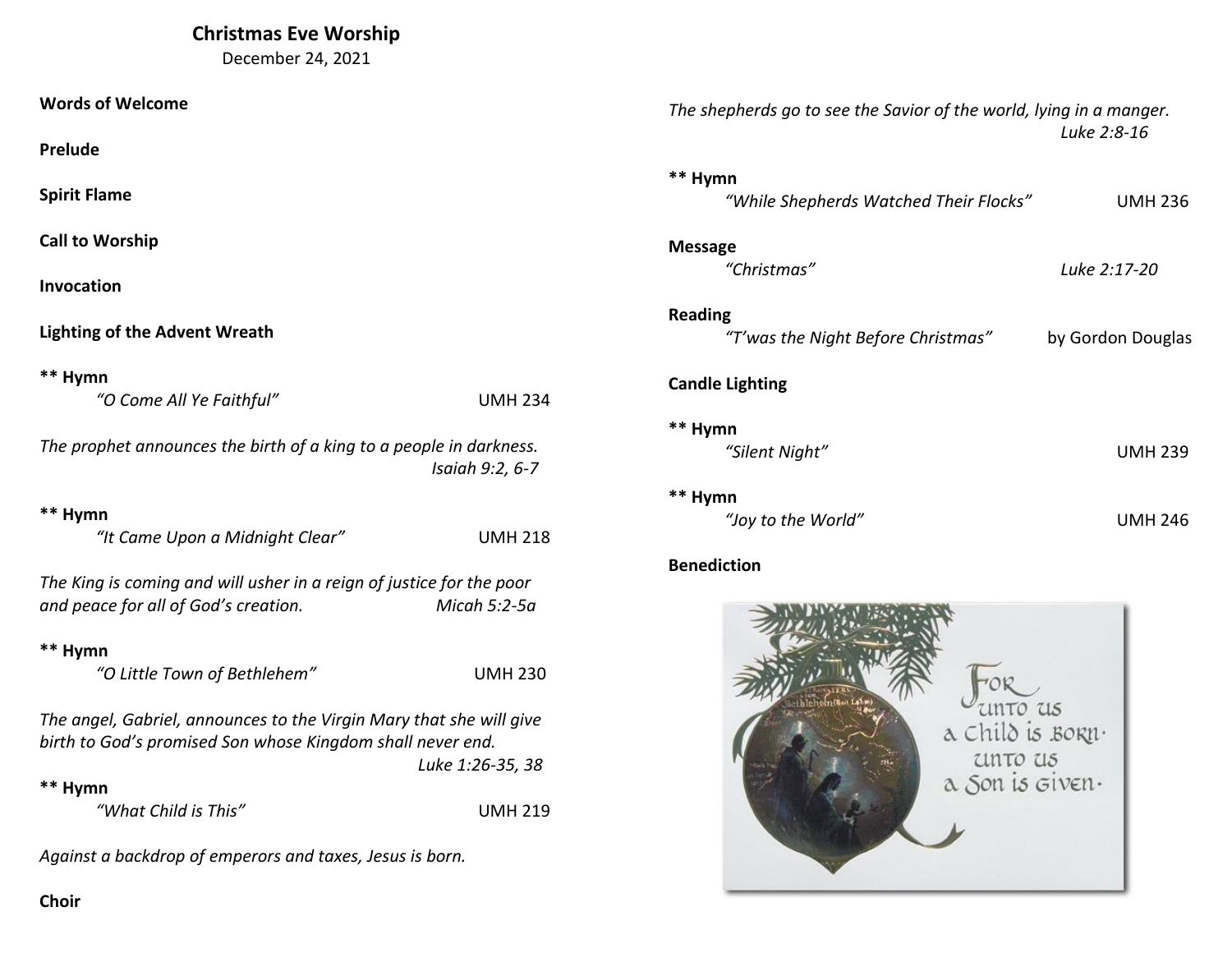## Christmas Eve Worship

December 24, 2021

**Words of Welcome**

**Prelude**

**Spirit Flame**

**Call to Worship**

**Invocation**

**Lighting of the Advent Wreath**

**\*\* Hymn**
*"O Come All Ye Faithful"* UMH 234

*The prophet announces the birth of a king to a people in darkness.*
*Isaiah 9:2, 6-7*

**\*\* Hymn**
*"It Came Upon a Midnight Clear"* UMH 218

*The King is coming and will usher in a reign of justice for the poor and peace for all of God's creation.* *Micah 5:2-5a*

**\*\* Hymn**
*"O Little Town of Bethlehem"* UMH 230

*The angel, Gabriel, announces to the Virgin Mary that she will give birth to God's promised Son whose Kingdom shall never end.*
*Luke 1:26-35, 38*

**\*\* Hymn**
*"What Child is This"* UMH 219

*Against a backdrop of emperors and taxes, Jesus is born.*

**Choir**

*The shepherds go to see the Savior of the world, lying in a manger.*
*Luke 2:8-16*

**\*\* Hymn**
*"While Shepherds Watched Their Flocks"* UMH 236

**Message**
*"Christmas"* *Luke 2:17-20*

**Reading**
*"T'was the Night Before Christmas"* by Gordon Douglas

**Candle Lighting**

**\*\* Hymn**
*"Silent Night"* UMH 239

**\*\* Hymn**
*"Joy to the World"* UMH 246

**Benediction**

For unto us a Child is born. unto us a Son is given.